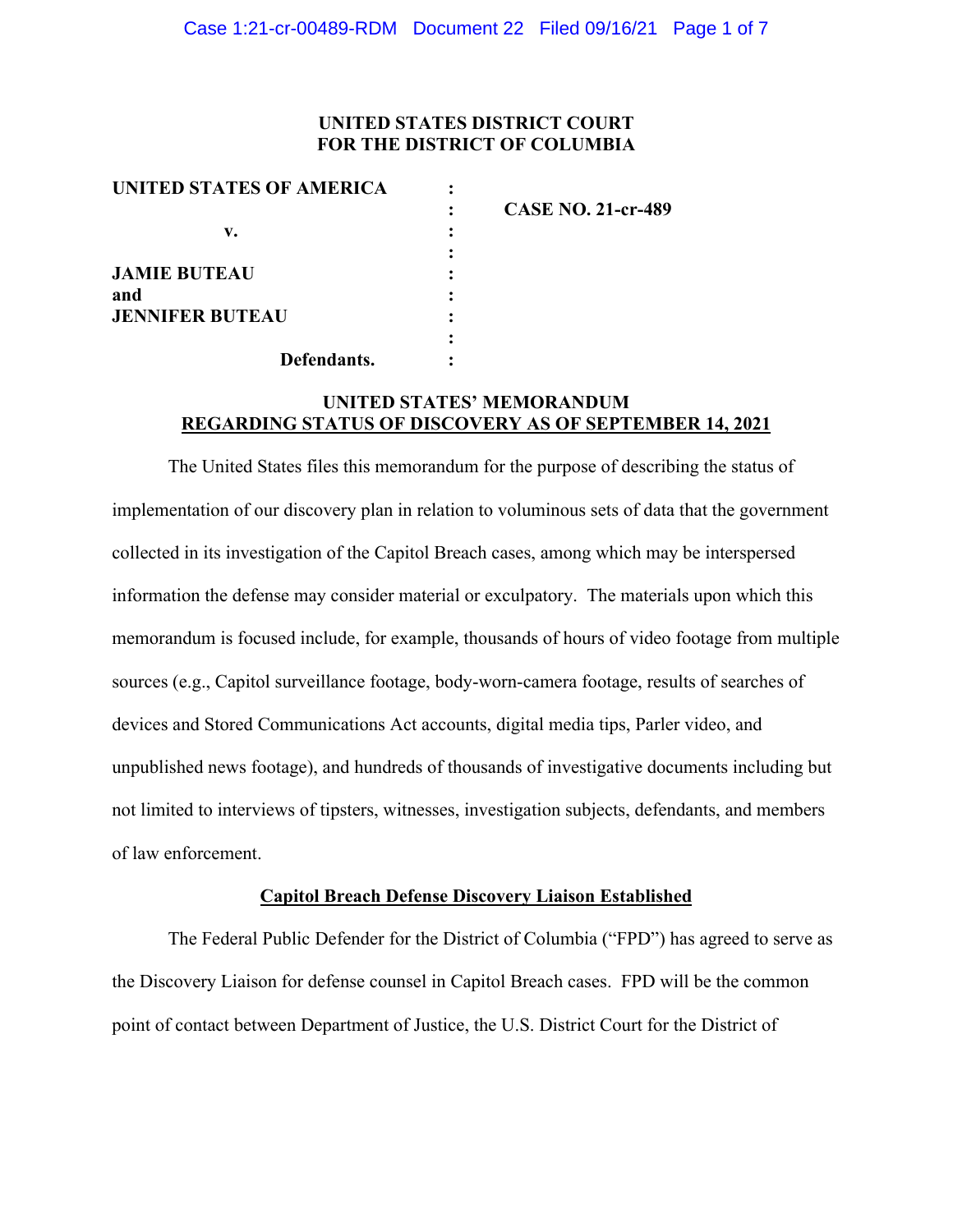**UNITED STATES DISTRICT COURT**
**FOR THE DISTRICT OF COLUMBIA**

| | | |
|---|---|---|
| **UNITED STATES OF AMERICA** | : | |
| | : | **CASE NO. 21-cr-489** |
| **v.** | : | |
| | : | |
| **JAMIE BUTEAU** | : | |
| **and** | : | |
| **JENNIFER BUTEAU** | : | |
| | : | |
| **Defendants.** | : | |

**UNITED STATES' MEMORANDUM**
**REGARDING STATUS OF DISCOVERY AS OF SEPTEMBER 14, 2021**

The United States files this memorandum for the purpose of describing the status of implementation of our discovery plan in relation to voluminous sets of data that the government collected in its investigation of the Capitol Breach cases, among which may be interspersed information the defense may consider material or exculpatory. The materials upon which this memorandum is focused include, for example, thousands of hours of video footage from multiple sources (e.g., Capitol surveillance footage, body-worn-camera footage, results of searches of devices and Stored Communications Act accounts, digital media tips, Parler video, and unpublished news footage), and hundreds of thousands of investigative documents including but not limited to interviews of tipsters, witnesses, investigation subjects, defendants, and members of law enforcement.

**Capitol Breach Defense Discovery Liaison Established**

The Federal Public Defender for the District of Columbia ("FPD") has agreed to serve as the Discovery Liaison for defense counsel in Capitol Breach cases. FPD will be the common point of contact between Department of Justice, the U.S. District Court for the District of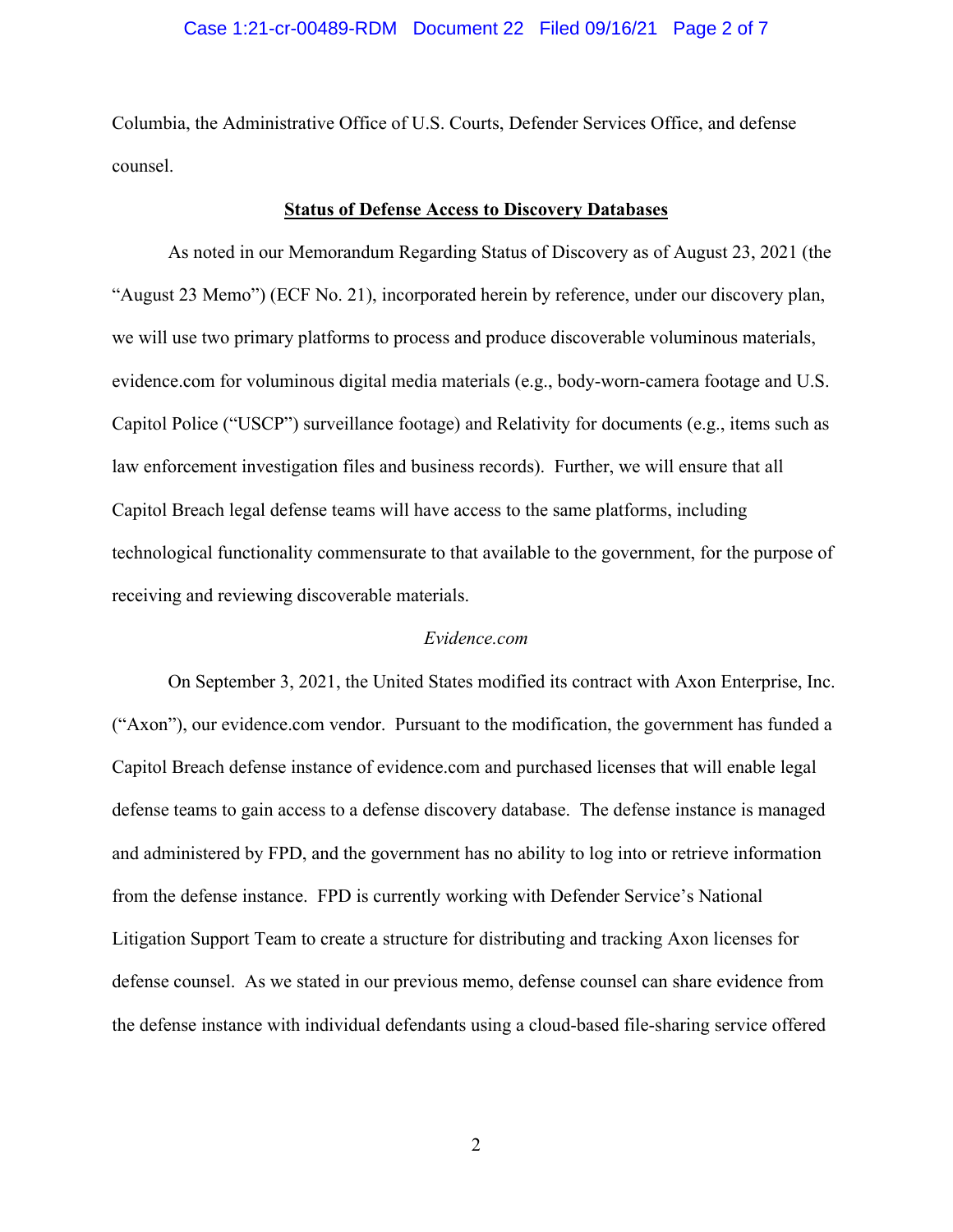Columbia, the Administrative Office of U.S. Courts, Defender Services Office, and defense counsel.

**Status of Defense Access to Discovery Databases**

As noted in our Memorandum Regarding Status of Discovery as of August 23, 2021 (the "August 23 Memo") (ECF No. 21), incorporated herein by reference, under our discovery plan, we will use two primary platforms to process and produce discoverable voluminous materials, evidence.com for voluminous digital media materials (e.g., body-worn-camera footage and U.S. Capitol Police ("USCP") surveillance footage) and Relativity for documents (e.g., items such as law enforcement investigation files and business records). Further, we will ensure that all Capitol Breach legal defense teams will have access to the same platforms, including technological functionality commensurate to that available to the government, for the purpose of receiving and reviewing discoverable materials.

*Evidence.com*

On September 3, 2021, the United States modified its contract with Axon Enterprise, Inc. ("Axon"), our evidence.com vendor. Pursuant to the modification, the government has funded a Capitol Breach defense instance of evidence.com and purchased licenses that will enable legal defense teams to gain access to a defense discovery database. The defense instance is managed and administered by FPD, and the government has no ability to log into or retrieve information from the defense instance. FPD is currently working with Defender Service's National Litigation Support Team to create a structure for distributing and tracking Axon licenses for defense counsel. As we stated in our previous memo, defense counsel can share evidence from the defense instance with individual defendants using a cloud-based file-sharing service offered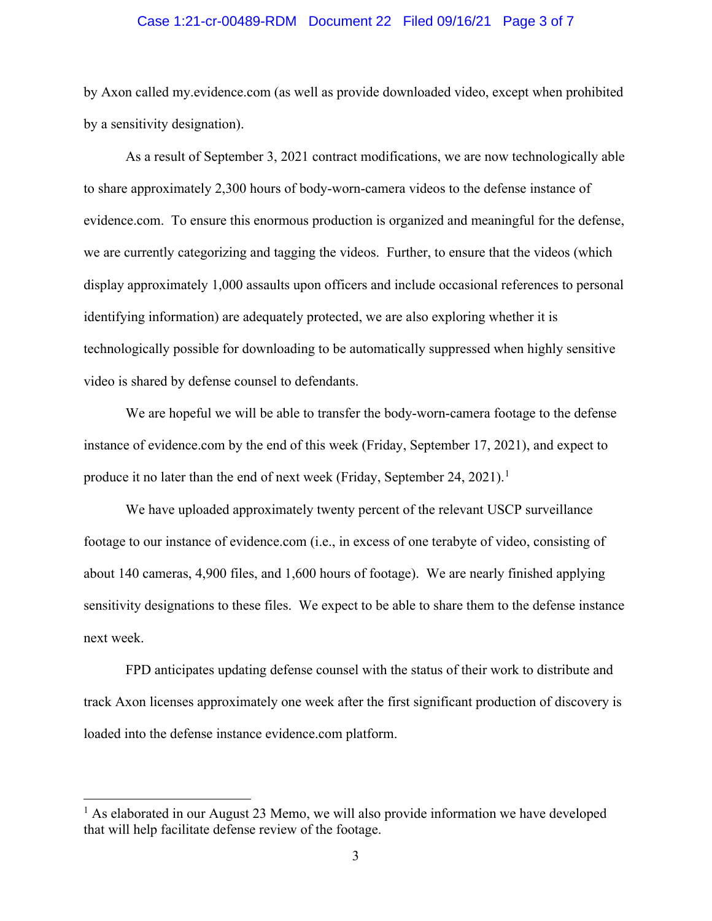by Axon called my.evidence.com (as well as provide downloaded video, except when prohibited by a sensitivity designation).

As a result of September 3, 2021 contract modifications, we are now technologically able to share approximately 2,300 hours of body-worn-camera videos to the defense instance of evidence.com. To ensure this enormous production is organized and meaningful for the defense, we are currently categorizing and tagging the videos. Further, to ensure that the videos (which display approximately 1,000 assaults upon officers and include occasional references to personal identifying information) are adequately protected, we are also exploring whether it is technologically possible for downloading to be automatically suppressed when highly sensitive video is shared by defense counsel to defendants.

We are hopeful we will be able to transfer the body-worn-camera footage to the defense instance of evidence.com by the end of this week (Friday, September 17, 2021), and expect to produce it no later than the end of next week (Friday, September 24, 2021).[1]

We have uploaded approximately twenty percent of the relevant USCP surveillance footage to our instance of evidence.com (i.e., in excess of one terabyte of video, consisting of about 140 cameras, 4,900 files, and 1,600 hours of footage). We are nearly finished applying sensitivity designations to these files. We expect to be able to share them to the defense instance next week.

FPD anticipates updating defense counsel with the status of their work to distribute and track Axon licenses approximately one week after the first significant production of discovery is loaded into the defense instance evidence.com platform.

---

[1] As elaborated in our August 23 Memo, we will also provide information we have developed that will help facilitate defense review of the footage.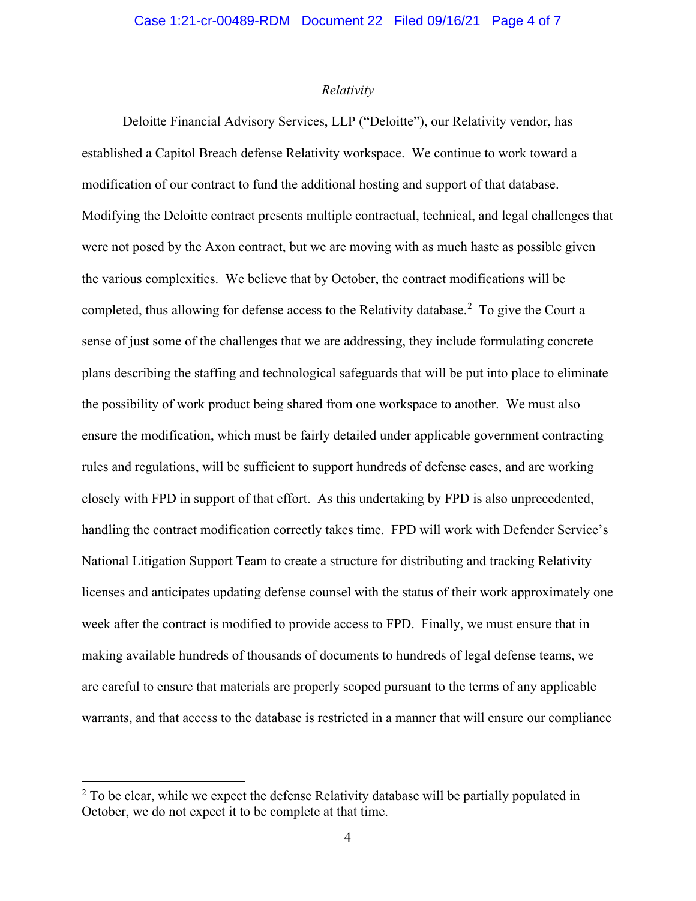*Relativity*

Deloitte Financial Advisory Services, LLP ("Deloitte"), our Relativity vendor, has established a Capitol Breach defense Relativity workspace. We continue to work toward a modification of our contract to fund the additional hosting and support of that database. Modifying the Deloitte contract presents multiple contractual, technical, and legal challenges that were not posed by the Axon contract, but we are moving with as much haste as possible given the various complexities. We believe that by October, the contract modifications will be completed, thus allowing for defense access to the Relativity database.[2] To give the Court a sense of just some of the challenges that we are addressing, they include formulating concrete plans describing the staffing and technological safeguards that will be put into place to eliminate the possibility of work product being shared from one workspace to another. We must also ensure the modification, which must be fairly detailed under applicable government contracting rules and regulations, will be sufficient to support hundreds of defense cases, and are working closely with FPD in support of that effort. As this undertaking by FPD is also unprecedented, handling the contract modification correctly takes time. FPD will work with Defender Service's National Litigation Support Team to create a structure for distributing and tracking Relativity licenses and anticipates updating defense counsel with the status of their work approximately one week after the contract is modified to provide access to FPD. Finally, we must ensure that in making available hundreds of thousands of documents to hundreds of legal defense teams, we are careful to ensure that materials are properly scoped pursuant to the terms of any applicable warrants, and that access to the database is restricted in a manner that will ensure our compliance

[2] To be clear, while we expect the defense Relativity database will be partially populated in October, we do not expect it to be complete at that time.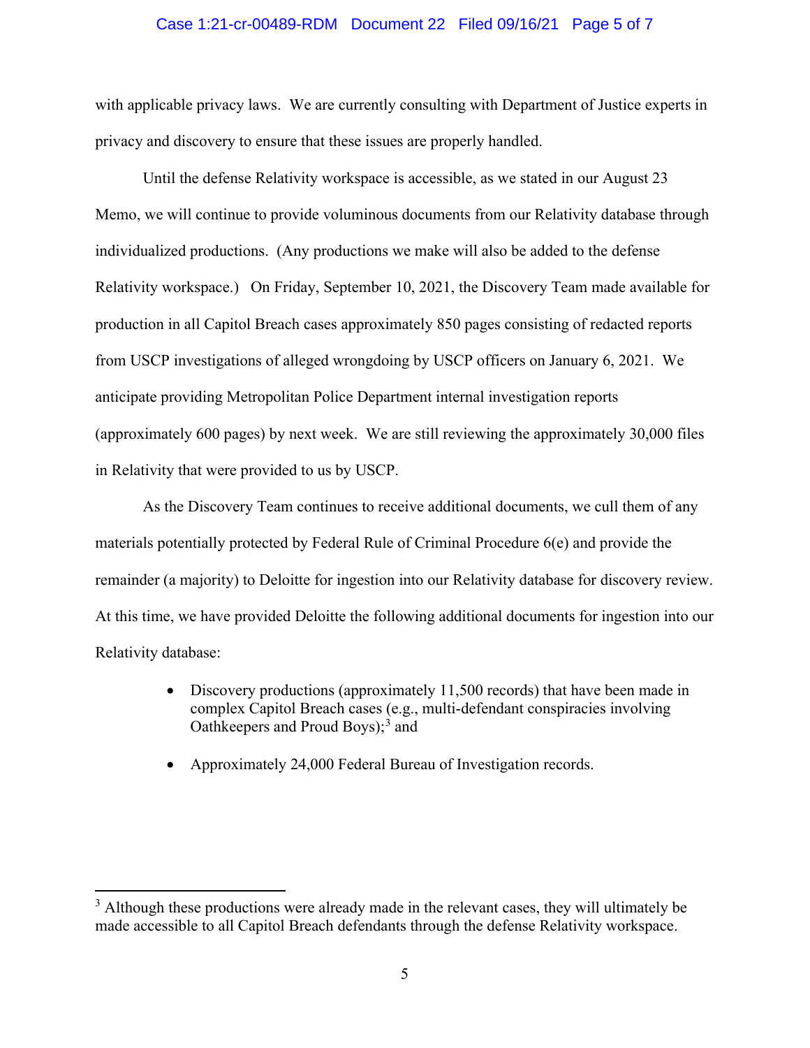with applicable privacy laws. We are currently consulting with Department of Justice experts in privacy and discovery to ensure that these issues are properly handled.

Until the defense Relativity workspace is accessible, as we stated in our August 23 Memo, we will continue to provide voluminous documents from our Relativity database through individualized productions. (Any productions we make will also be added to the defense Relativity workspace.) On Friday, September 10, 2021, the Discovery Team made available for production in all Capitol Breach cases approximately 850 pages consisting of redacted reports from USCP investigations of alleged wrongdoing by USCP officers on January 6, 2021. We anticipate providing Metropolitan Police Department internal investigation reports (approximately 600 pages) by next week. We are still reviewing the approximately 30,000 files in Relativity that were provided to us by USCP.

As the Discovery Team continues to receive additional documents, we cull them of any materials potentially protected by Federal Rule of Criminal Procedure 6(e) and provide the remainder (a majority) to Deloitte for ingestion into our Relativity database for discovery review. At this time, we have provided Deloitte the following additional documents for ingestion into our Relativity database:

- Discovery productions (approximately 11,500 records) that have been made in complex Capitol Breach cases (e.g., multi-defendant conspiracies involving Oathkeepers and Proud Boys);[3] and
- Approximately 24,000 Federal Bureau of Investigation records.

---

[3] Although these productions were already made in the relevant cases, they will ultimately be made accessible to all Capitol Breach defendants through the defense Relativity workspace.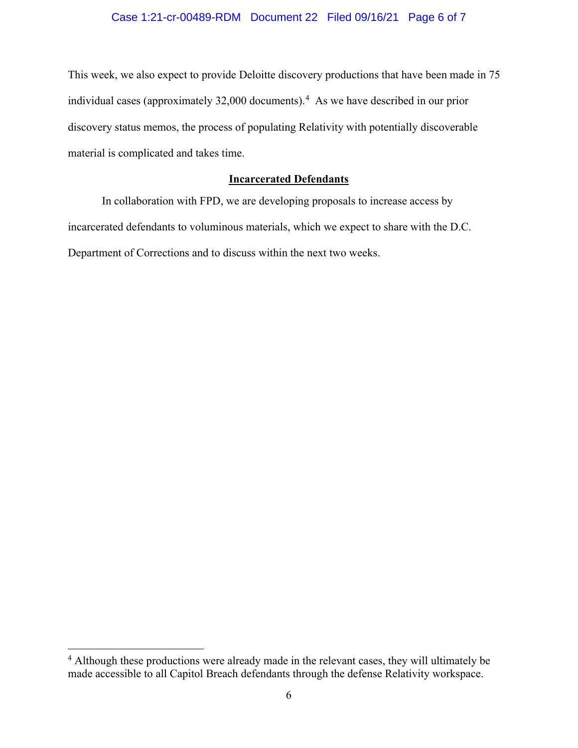This week, we also expect to provide Deloitte discovery productions that have been made in 75 individual cases (approximately 32,000 documents).[4] As we have described in our prior discovery status memos, the process of populating Relativity with potentially discoverable material is complicated and takes time.

**Incarcerated Defendants**

In collaboration with FPD, we are developing proposals to increase access by incarcerated defendants to voluminous materials, which we expect to share with the D.C. Department of Corrections and to discuss within the next two weeks.

[4] Although these productions were already made in the relevant cases, they will ultimately be made accessible to all Capitol Breach defendants through the defense Relativity workspace.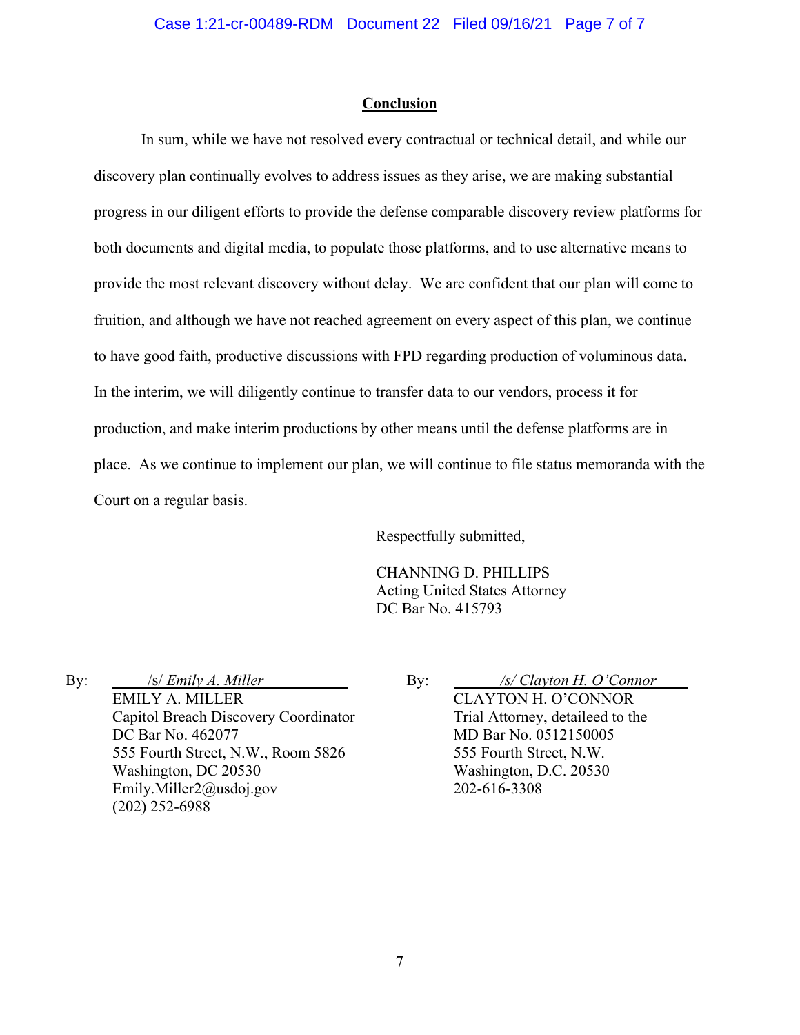## Conclusion

In sum, while we have not resolved every contractual or technical detail, and while our discovery plan continually evolves to address issues as they arise, we are making substantial progress in our diligent efforts to provide the defense comparable discovery review platforms for both documents and digital media, to populate those platforms, and to use alternative means to provide the most relevant discovery without delay. We are confident that our plan will come to fruition, and although we have not reached agreement on every aspect of this plan, we continue to have good faith, productive discussions with FPD regarding production of voluminous data. In the interim, we will diligently continue to transfer data to our vendors, process it for production, and make interim productions by other means until the defense platforms are in place. As we continue to implement our plan, we will continue to file status memoranda with the Court on a regular basis.

Respectfully submitted,

CHANNING D. PHILLIPS
Acting United States Attorney
DC Bar No. 415793

By: /s/ *Emily A. Miller*
EMILY A. MILLER
Capitol Breach Discovery Coordinator
DC Bar No. 462077
555 Fourth Street, N.W., Room 5826
Washington, DC 20530
Emily.Miller2@usdoj.gov
(202) 252-6988

By: */s/ Clayton H. O'Connor*
CLAYTON H. O'CONNOR
Trial Attorney, detaileed to the
MD Bar No. 0512150005
555 Fourth Street, N.W.
Washington, D.C. 20530
202-616-3308